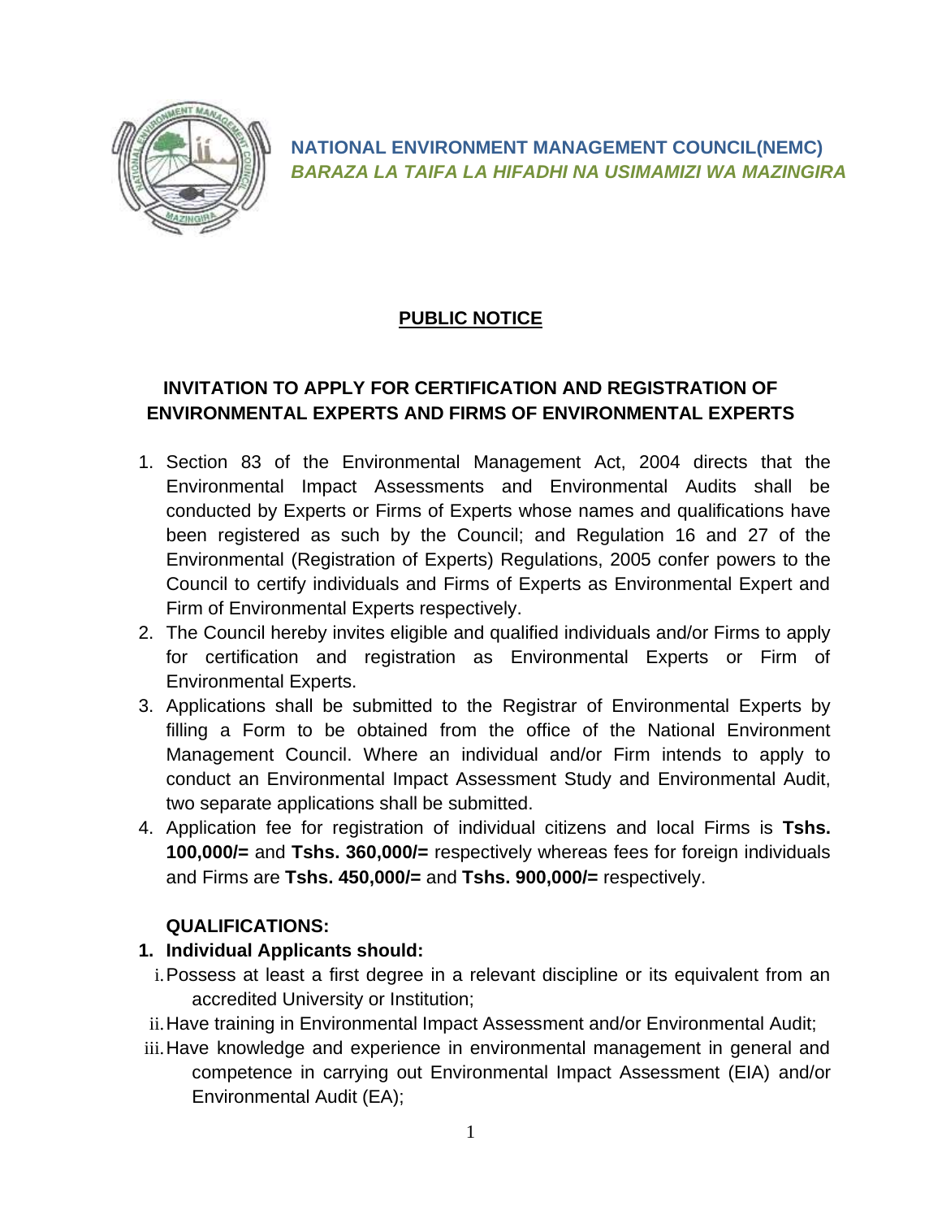**NATIONAL ENVIRONMENT MANAGEMENT COUNCIL(NEMC)**
***BARAZA LA TAIFA LA HIFADHI NA USIMAMIZI WA MAZINGIRA***

# PUBLIC NOTICE

## INVITATION TO APPLY FOR CERTIFICATION AND REGISTRATION OF ENVIRONMENTAL EXPERTS AND FIRMS OF ENVIRONMENTAL EXPERTS

1. Section 83 of the Environmental Management Act, 2004 directs that the Environmental Impact Assessments and Environmental Audits shall be conducted by Experts or Firms of Experts whose names and qualifications have been registered as such by the Council; and Regulation 16 and 27 of the Environmental (Registration of Experts) Regulations, 2005 confer powers to the Council to certify individuals and Firms of Experts as Environmental Expert and Firm of Environmental Experts respectively.
2. The Council hereby invites eligible and qualified individuals and/or Firms to apply for certification and registration as Environmental Experts or Firm of Environmental Experts.
3. Applications shall be submitted to the Registrar of Environmental Experts by filling a Form to be obtained from the office of the National Environment Management Council. Where an individual and/or Firm intends to apply to conduct an Environmental Impact Assessment Study and Environmental Audit, two separate applications shall be submitted.
4. Application fee for registration of individual citizens and local Firms is **Tshs. 100,000/=** and **Tshs. 360,000/=** respectively whereas fees for foreign individuals and Firms are **Tshs. 450,000/=** and **Tshs. 900,000/=** respectively.

**QUALIFICATIONS:**

**1. Individual Applicants should:**

i. Possess at least a first degree in a relevant discipline or its equivalent from an accredited University or Institution;

ii. Have training in Environmental Impact Assessment and/or Environmental Audit;

iii. Have knowledge and experience in environmental management in general and competence in carrying out Environmental Impact Assessment (EIA) and/or Environmental Audit (EA);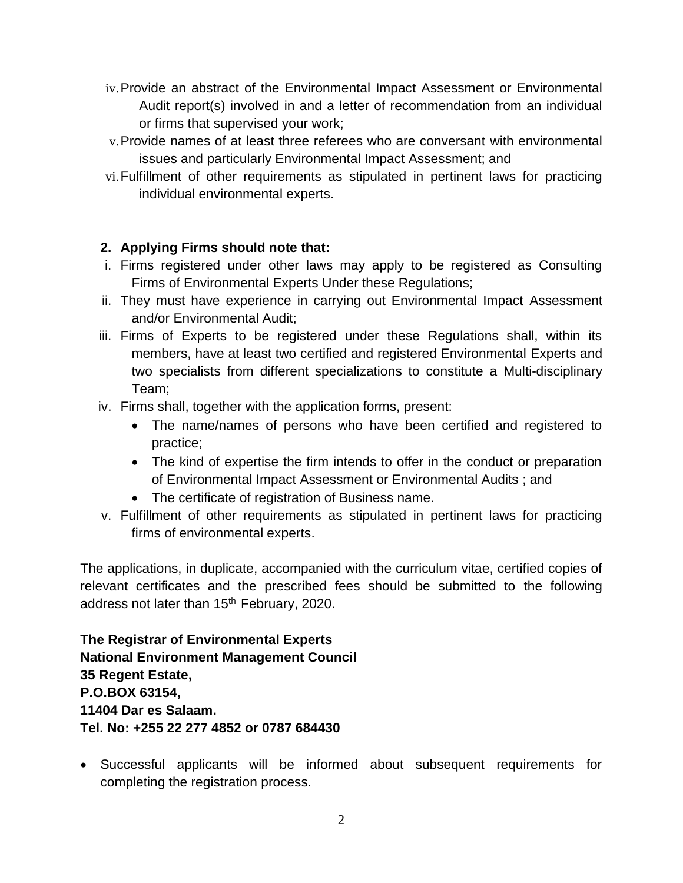iv. Provide an abstract of the Environmental Impact Assessment or Environmental Audit report(s) involved in and a letter of recommendation from an individual or firms that supervised your work;

v. Provide names of at least three referees who are conversant with environmental issues and particularly Environmental Impact Assessment; and

vi. Fulfillment of other requirements as stipulated in pertinent laws for practicing individual environmental experts.

**2. Applying Firms should note that:**

i. Firms registered under other laws may apply to be registered as Consulting Firms of Environmental Experts Under these Regulations;

ii. They must have experience in carrying out Environmental Impact Assessment and/or Environmental Audit;

iii. Firms of Experts to be registered under these Regulations shall, within its members, have at least two certified and registered Environmental Experts and two specialists from different specializations to constitute a Multi-disciplinary Team;

iv. Firms shall, together with the application forms, present:
   - The name/names of persons who have been certified and registered to practice;
   - The kind of expertise the firm intends to offer in the conduct or preparation of Environmental Impact Assessment or Environmental Audits ; and
   - The certificate of registration of Business name.

v. Fulfillment of other requirements as stipulated in pertinent laws for practicing firms of environmental experts.

The applications, in duplicate, accompanied with the curriculum vitae, certified copies of relevant certificates and the prescribed fees should be submitted to the following address not later than 15th February, 2020.

**The Registrar of Environmental Experts**
**National Environment Management Council**
**35 Regent Estate,**
**P.O.BOX 63154,**
**11404 Dar es Salaam.**
**Tel. No: +255 22 277 4852 or 0787 684430**

- Successful applicants will be informed about subsequent requirements for completing the registration process.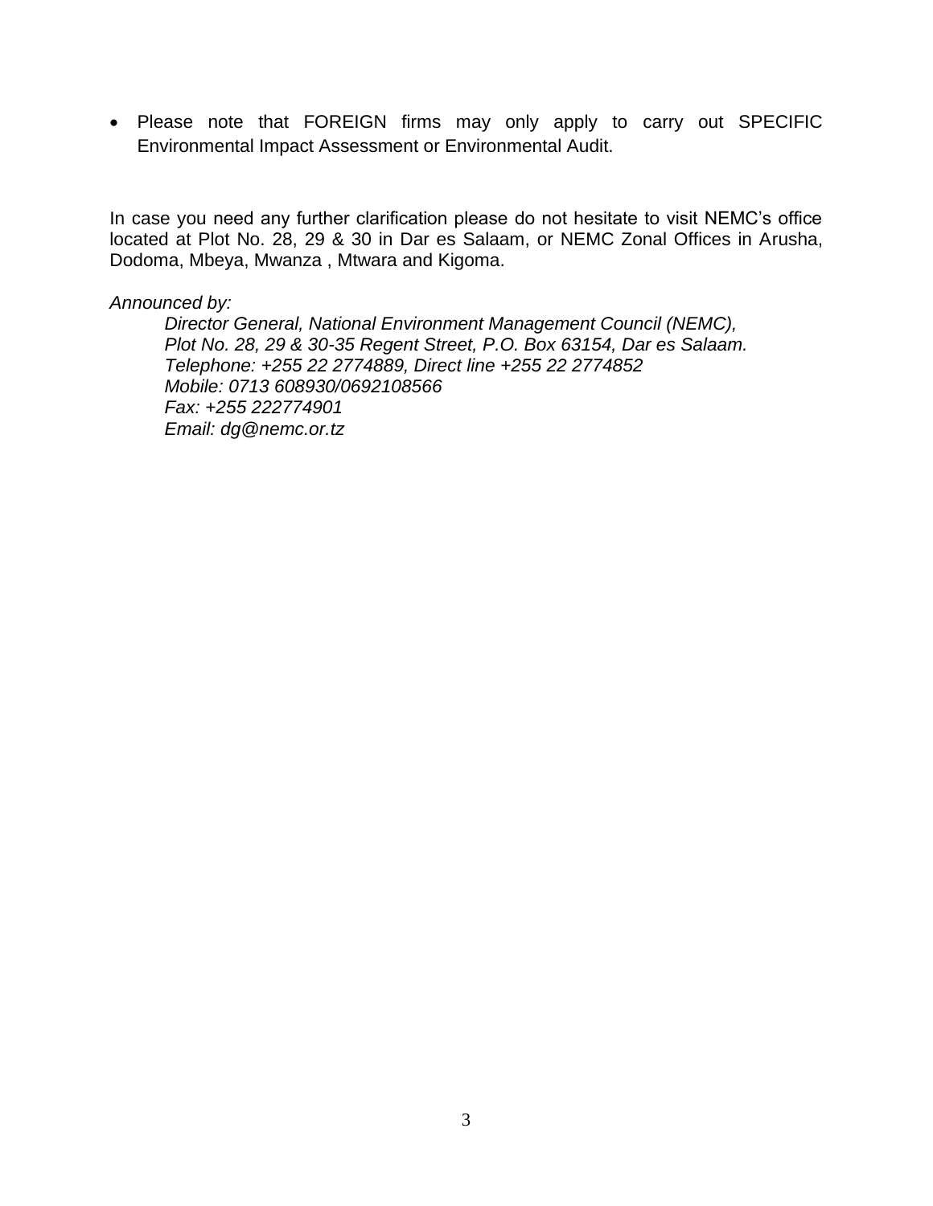- Please note that FOREIGN firms may only apply to carry out SPECIFIC Environmental Impact Assessment or Environmental Audit.

In case you need any further clarification please do not hesitate to visit NEMC's office located at Plot No. 28, 29 & 30 in Dar es Salaam, or NEMC Zonal Offices in Arusha, Dodoma, Mbeya, Mwanza , Mtwara and Kigoma.

*Announced by:*

*Director General, National Environment Management Council (NEMC),*
*Plot No. 28, 29 & 30-35 Regent Street, P.O. Box 63154, Dar es Salaam.*
*Telephone: +255 22 2774889, Direct line +255 22 2774852*
*Mobile: 0713 608930/0692108566*
*Fax: +255 222774901*
*Email: dg@nemc.or.tz*